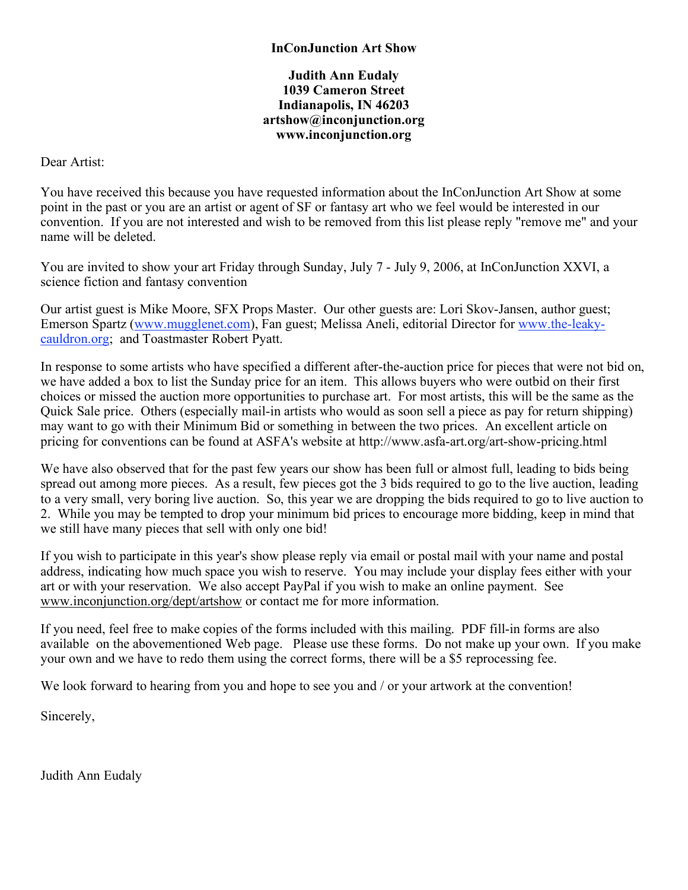**InConJunction Art Show**

**Judith Ann Eudaly**
**1039 Cameron Street**
**Indianapolis, IN 46203**
**artshow@inconjunction.org**
**www.inconjunction.org**

Dear Artist:

You have received this because you have requested information about the InConJunction Art Show at some point in the past or you are an artist or agent of SF or fantasy art who we feel would be interested in our convention. If you are not interested and wish to be removed from this list please reply "remove me" and your name will be deleted.

You are invited to show your art Friday through Sunday, July 7 - July 9, 2006, at InConJunction XXVI, a science fiction and fantasy convention

Our artist guest is Mike Moore, SFX Props Master. Our other guests are: Lori Skov-Jansen, author guest; Emerson Spartz (www.mugglenet.com), Fan guest; Melissa Aneli, editorial Director for www.the-leaky-cauldron.org; and Toastmaster Robert Pyatt.

In response to some artists who have specified a different after-the-auction price for pieces that were not bid on, we have added a box to list the Sunday price for an item. This allows buyers who were outbid on their first choices or missed the auction more opportunities to purchase art. For most artists, this will be the same as the Quick Sale price. Others (especially mail-in artists who would as soon sell a piece as pay for return shipping) may want to go with their Minimum Bid or something in between the two prices. An excellent article on pricing for conventions can be found at ASFA's website at http://www.asfa-art.org/art-show-pricing.html

We have also observed that for the past few years our show has been full or almost full, leading to bids being spread out among more pieces. As a result, few pieces got the 3 bids required to go to the live auction, leading to a very small, very boring live auction. So, this year we are dropping the bids required to go to live auction to 2. While you may be tempted to drop your minimum bid prices to encourage more bidding, keep in mind that we still have many pieces that sell with only one bid!

If you wish to participate in this year's show please reply via email or postal mail with your name and postal address, indicating how much space you wish to reserve. You may include your display fees either with your art or with your reservation. We also accept PayPal if you wish to make an online payment. See www.inconjunction.org/dept/artshow or contact me for more information.

If you need, feel free to make copies of the forms included with this mailing. PDF fill-in forms are also available on the abovementioned Web page. Please use these forms. Do not make up your own. If you make your own and we have to redo them using the correct forms, there will be a $5 reprocessing fee.

We look forward to hearing from you and hope to see you and / or your artwork at the convention!

Sincerely,

Judith Ann Eudaly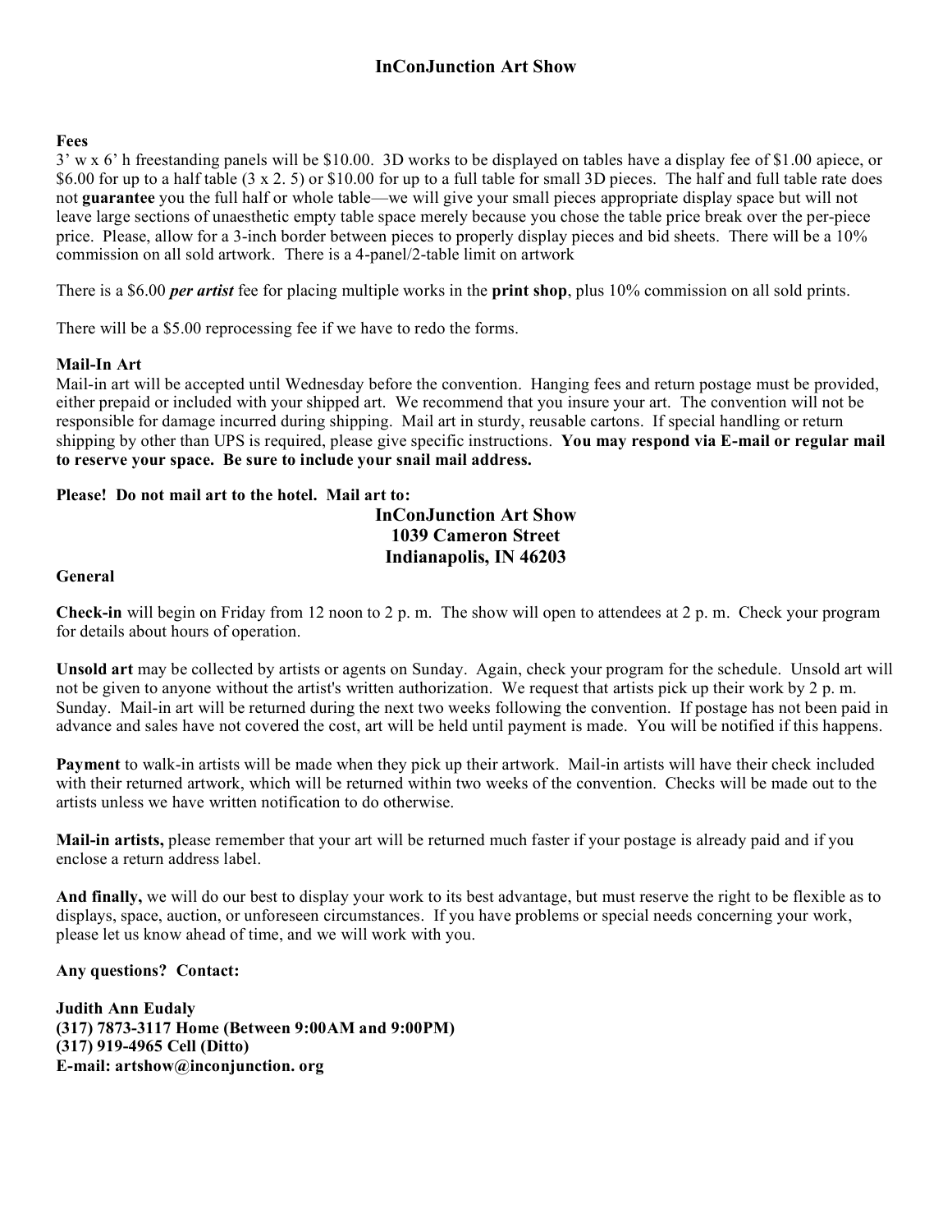# InConJunction Art Show

**Fees**

3' w x 6' h freestanding panels will be $10.00. 3D works to be displayed on tables have a display fee of $1.00 apiece, or $6.00 for up to a half table (3 x 2. 5) or $10.00 for up to a full table for small 3D pieces. The half and full table rate does not **guarantee** you the full half or whole table—we will give your small pieces appropriate display space but will not leave large sections of unaesthetic empty table space merely because you chose the table price break over the per-piece price. Please, allow for a 3-inch border between pieces to properly display pieces and bid sheets. There will be a 10% commission on all sold artwork. There is a 4-panel/2-table limit on artwork

There is a $6.00 ***per artist*** fee for placing multiple works in the **print shop**, plus 10% commission on all sold prints.

There will be a $5.00 reprocessing fee if we have to redo the forms.

**Mail-In Art**

Mail-in art will be accepted until Wednesday before the convention. Hanging fees and return postage must be provided, either prepaid or included with your shipped art. We recommend that you insure your art. The convention will not be responsible for damage incurred during shipping. Mail art in sturdy, reusable cartons. If special handling or return shipping by other than UPS is required, please give specific instructions. **You may respond via E-mail or regular mail to reserve your space. Be sure to include your snail mail address.**

**Please! Do not mail art to the hotel. Mail art to:**

**InConJunction Art Show**
**1039 Cameron Street**
**Indianapolis, IN 46203**

**General**

**Check-in** will begin on Friday from 12 noon to 2 p. m. The show will open to attendees at 2 p. m. Check your program for details about hours of operation.

**Unsold art** may be collected by artists or agents on Sunday. Again, check your program for the schedule. Unsold art will not be given to anyone without the artist's written authorization. We request that artists pick up their work by 2 p. m. Sunday. Mail-in art will be returned during the next two weeks following the convention. If postage has not been paid in advance and sales have not covered the cost, art will be held until payment is made. You will be notified if this happens.

**Payment** to walk-in artists will be made when they pick up their artwork. Mail-in artists will have their check included with their returned artwork, which will be returned within two weeks of the convention. Checks will be made out to the artists unless we have written notification to do otherwise.

**Mail-in artists,** please remember that your art will be returned much faster if your postage is already paid and if you enclose a return address label.

**And finally,** we will do our best to display your work to its best advantage, but must reserve the right to be flexible as to displays, space, auction, or unforeseen circumstances. If you have problems or special needs concerning your work, please let us know ahead of time, and we will work with you.

**Any questions? Contact:**

**Judith Ann Eudaly**
**(317) 7873-3117 Home (Between 9:00AM and 9:00PM)**
**(317) 919-4965 Cell (Ditto)**
**E-mail: artshow@inconjunction. org**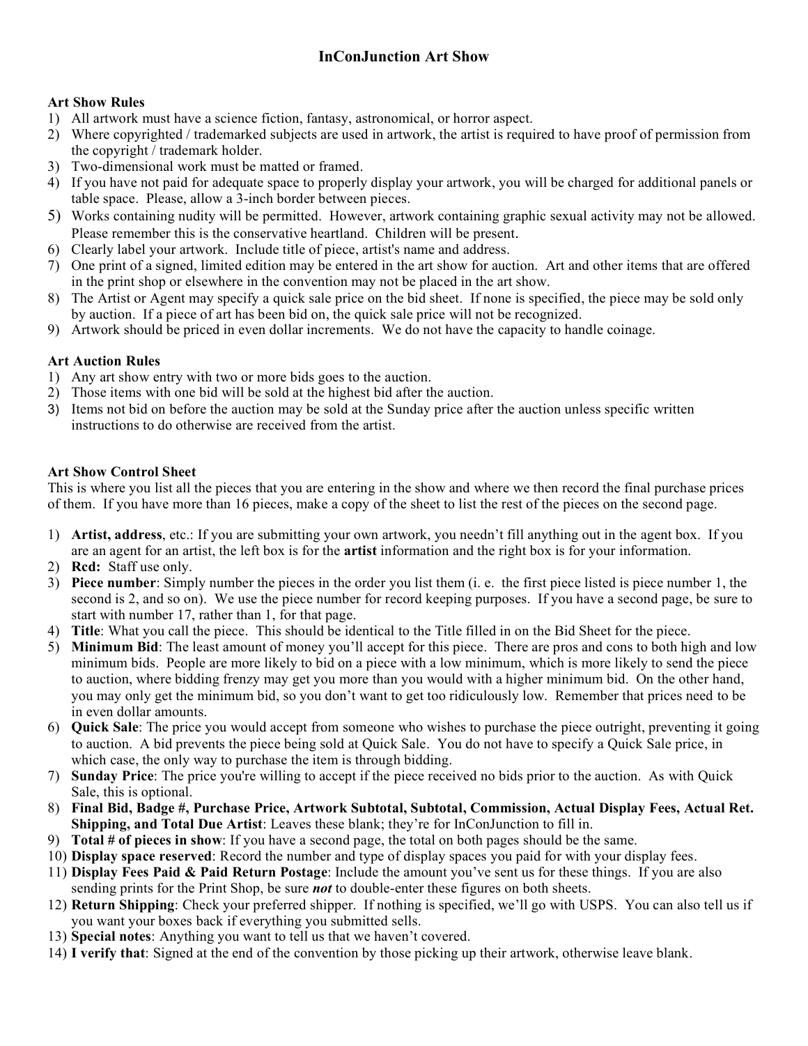# InConJunction Art Show

### Art Show Rules

1) All artwork must have a science fiction, fantasy, astronomical, or horror aspect.
2) Where copyrighted / trademarked subjects are used in artwork, the artist is required to have proof of permission from the copyright / trademark holder.
3) Two-dimensional work must be matted or framed.
4) If you have not paid for adequate space to properly display your artwork, you will be charged for additional panels or table space. Please, allow a 3-inch border between pieces.
5) Works containing nudity will be permitted. However, artwork containing graphic sexual activity may not be allowed. Please remember this is the conservative heartland. Children will be present.
6) Clearly label your artwork. Include title of piece, artist's name and address.
7) One print of a signed, limited edition may be entered in the art show for auction. Art and other items that are offered in the print shop or elsewhere in the convention may not be placed in the art show.
8) The Artist or Agent may specify a quick sale price on the bid sheet. If none is specified, the piece may be sold only by auction. If a piece of art has been bid on, the quick sale price will not be recognized.
9) Artwork should be priced in even dollar increments. We do not have the capacity to handle coinage.

### Art Auction Rules

1) Any art show entry with two or more bids goes to the auction.
2) Those items with one bid will be sold at the highest bid after the auction.
3) Items not bid on before the auction may be sold at the Sunday price after the auction unless specific written instructions to do otherwise are received from the artist.

### Art Show Control Sheet

This is where you list all the pieces that you are entering in the show and where we then record the final purchase prices of them. If you have more than 16 pieces, make a copy of the sheet to list the rest of the pieces on the second page.

1) **Artist, address**, etc.: If you are submitting your own artwork, you needn't fill anything out in the agent box. If you are an agent for an artist, the left box is for the **artist** information and the right box is for your information.
2) **Rcd:** Staff use only.
3) **Piece number**: Simply number the pieces in the order you list them (i. e. the first piece listed is piece number 1, the second is 2, and so on). We use the piece number for record keeping purposes. If you have a second page, be sure to start with number 17, rather than 1, for that page.
4) **Title**: What you call the piece. This should be identical to the Title filled in on the Bid Sheet for the piece.
5) **Minimum Bid**: The least amount of money you'll accept for this piece. There are pros and cons to both high and low minimum bids. People are more likely to bid on a piece with a low minimum, which is more likely to send the piece to auction, where bidding frenzy may get you more than you would with a higher minimum bid. On the other hand, you may only get the minimum bid, so you don't want to get too ridiculously low. Remember that prices need to be in even dollar amounts.
6) **Quick Sale**: The price you would accept from someone who wishes to purchase the piece outright, preventing it going to auction. A bid prevents the piece being sold at Quick Sale. You do not have to specify a Quick Sale price, in which case, the only way to purchase the item is through bidding.
7) **Sunday Price**: The price you're willing to accept if the piece received no bids prior to the auction. As with Quick Sale, this is optional.
8) **Final Bid, Badge #, Purchase Price, Artwork Subtotal, Subtotal, Commission, Actual Display Fees, Actual Ret. Shipping, and Total Due Artist**: Leaves these blank; they're for InConJunction to fill in.
9) **Total # of pieces in show**: If you have a second page, the total on both pages should be the same.
10) **Display space reserved**: Record the number and type of display spaces you paid for with your display fees.
11) **Display Fees Paid & Paid Return Postage**: Include the amount you've sent us for these things. If you are also sending prints for the Print Shop, be sure ***not*** to double-enter these figures on both sheets.
12) **Return Shipping**: Check your preferred shipper. If nothing is specified, we'll go with USPS. You can also tell us if you want your boxes back if everything you submitted sells.
13) **Special notes**: Anything you want to tell us that we haven't covered.
14) **I verify that**: Signed at the end of the convention by those picking up their artwork, otherwise leave blank.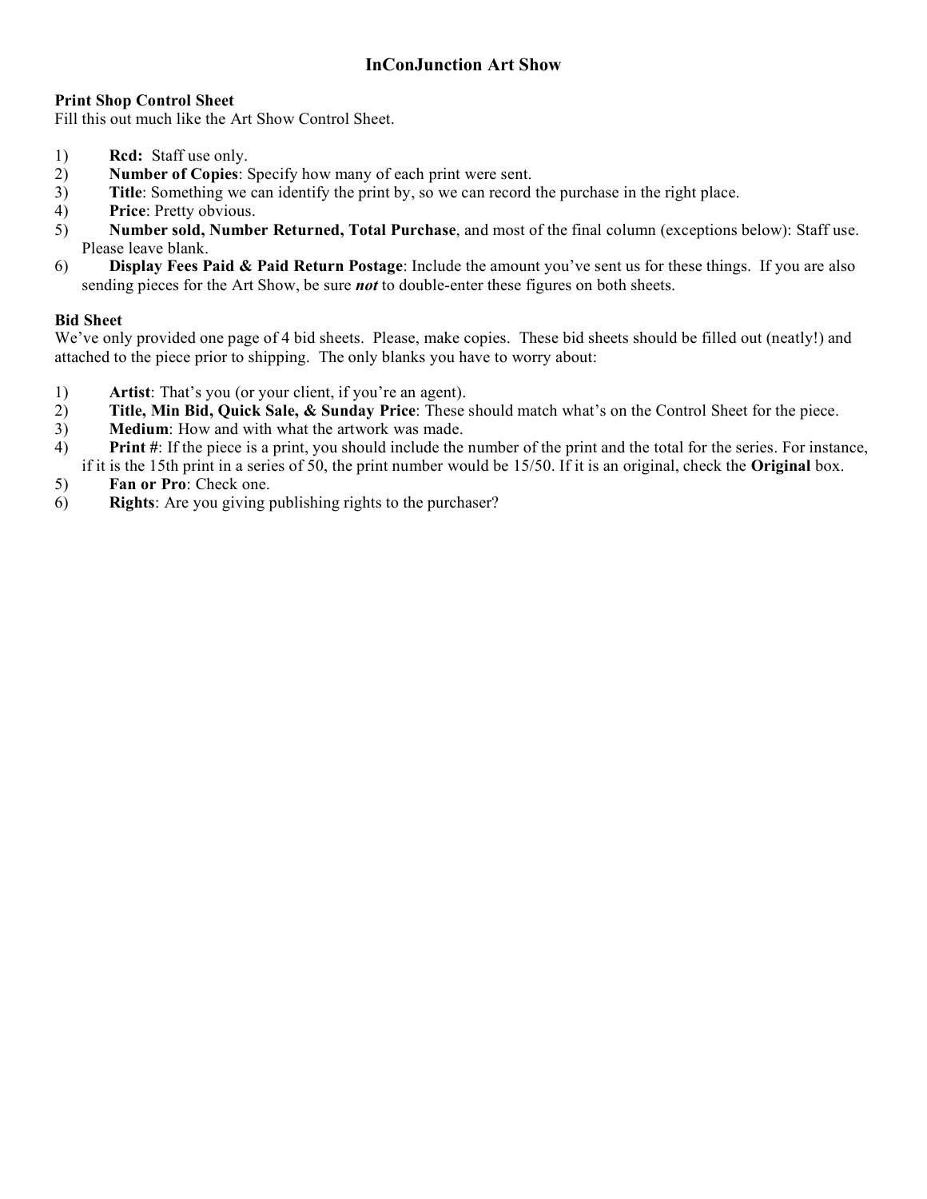# InConJunction Art Show

### Print Shop Control Sheet

Fill this out much like the Art Show Control Sheet.

1) **Rcd:** Staff use only.
2) **Number of Copies**: Specify how many of each print were sent.
3) **Title**: Something we can identify the print by, so we can record the purchase in the right place.
4) **Price**: Pretty obvious.
5) **Number sold, Number Returned, Total Purchase**, and most of the final column (exceptions below): Staff use. Please leave blank.
6) **Display Fees Paid & Paid Return Postage**: Include the amount you've sent us for these things. If you are also sending pieces for the Art Show, be sure ***not*** to double-enter these figures on both sheets.

### Bid Sheet

We've only provided one page of 4 bid sheets. Please, make copies. These bid sheets should be filled out (neatly!) and attached to the piece prior to shipping. The only blanks you have to worry about:

1) **Artist**: That's you (or your client, if you're an agent).
2) **Title, Min Bid, Quick Sale, & Sunday Price**: These should match what's on the Control Sheet for the piece.
3) **Medium**: How and with what the artwork was made.
4) **Print #**: If the piece is a print, you should include the number of the print and the total for the series. For instance, if it is the 15th print in a series of 50, the print number would be 15/50. If it is an original, check the **Original** box.
5) **Fan or Pro**: Check one.
6) **Rights**: Are you giving publishing rights to the purchaser?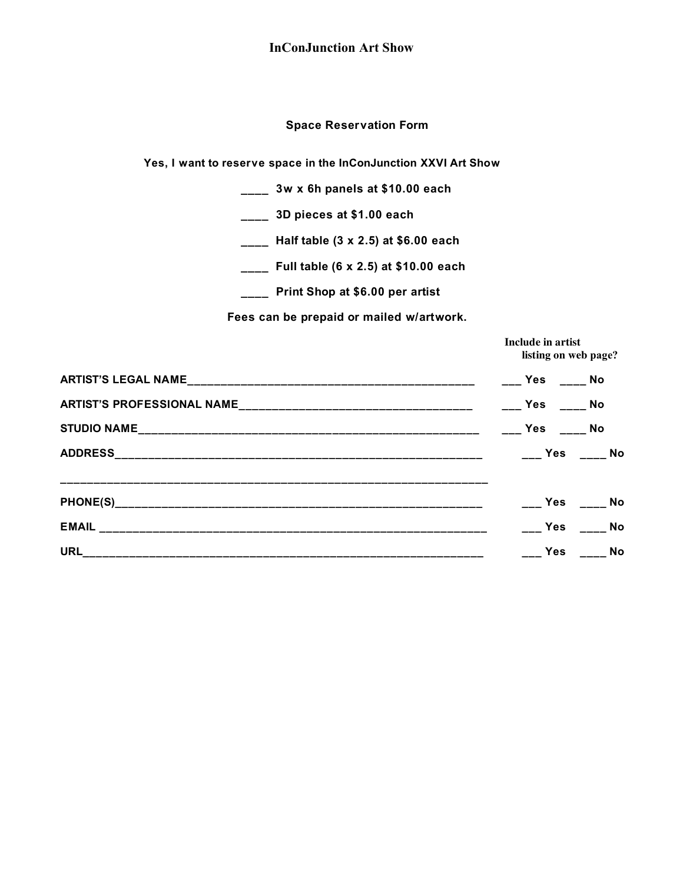# InConJunction Art Show

## Space Reservation Form

**Yes, I want to reserve space in the InConJunction XXVI Art Show**

**____ 3w x 6h panels at $10.00 each**

**____ 3D pieces at $1.00 each**

**____ Half table (3 x 2.5) at $6.00 each**

**____ Full table (6 x 2.5) at $10.00 each**

**____ Print Shop at $6.00 per artist**

**Fees can be prepaid or mailed w/artwork.**

| | Include in artist listing on web page? |
|---|---|
| **ARTIST'S LEGAL NAME**____________________________________________ | **___ Yes ____ No** |
| **ARTIST'S PROFESSIONAL NAME**____________________________________ | **___ Yes ____ No** |
| **STUDIO NAME**__________________________________________________ | **___ Yes ____ No** |
| **ADDRESS**______________________________________________________ | **___ Yes ____ No** |
| ________________________________________________________________ | |
| **PHONE(S)**_____________________________________________________ | **___ Yes ____ No** |
| **EMAIL** _______________________________________________________ | **___ Yes ____ No** |
| **URL**__________________________________________________________ | **___ Yes ____ No** |